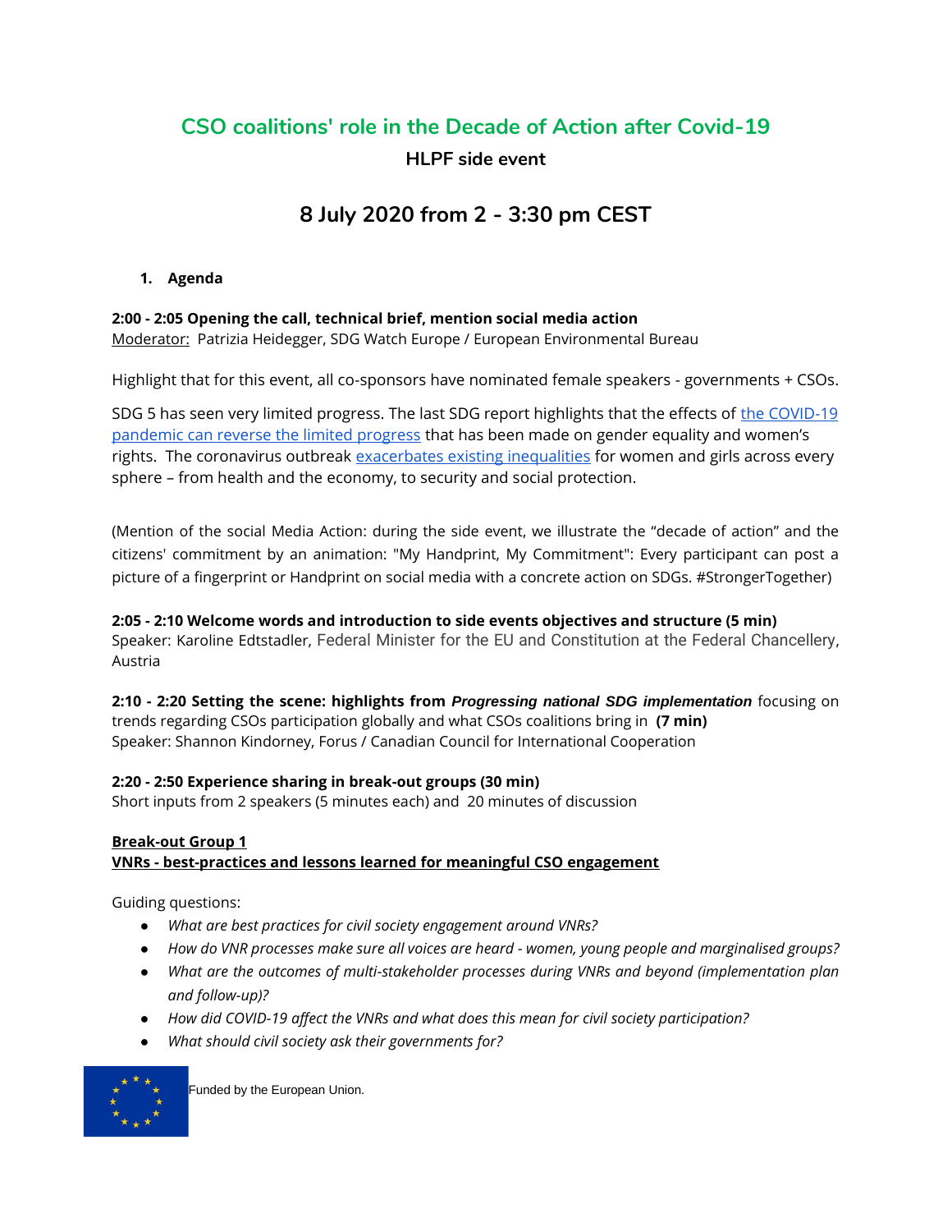# CSO coalitions' role in the Decade of Action after Covid-19

## HLPF side event

## 8 July 2020 from 2 - 3:30 pm CEST

### 1. Agenda

**2:00 - 2:05 Opening the call, technical brief, mention social media action**
Moderator: Patrizia Heidegger, SDG Watch Europe / European Environmental Bureau

Highlight that for this event, all co-sponsors have nominated female speakers - governments + CSOs.

SDG 5 has seen very limited progress. The last SDG report highlights that the effects of the COVID-19 pandemic can reverse the limited progress that has been made on gender equality and women's rights. The coronavirus outbreak exacerbates existing inequalities for women and girls across every sphere – from health and the economy, to security and social protection.

(Mention of the social Media Action: during the side event, we illustrate the "decade of action" and the citizens' commitment by an animation: "My Handprint, My Commitment": Every participant can post a picture of a fingerprint or Handprint on social media with a concrete action on SDGs. #StrongerTogether)

**2:05 - 2:10 Welcome words and introduction to side events objectives and structure (5 min)**
Speaker: Karoline Edtstadler, Federal Minister for the EU and Constitution at the Federal Chancellery, Austria

**2:10 - 2:20 Setting the scene: highlights from *Progressing national SDG implementation*** focusing on trends regarding CSOs participation globally and what CSOs coalitions bring in **(7 min)**
Speaker: Shannon Kindorney, Forus / Canadian Council for International Cooperation

**2:20 - 2:50 Experience sharing in break-out groups (30 min)**
Short inputs from 2 speakers (5 minutes each) and 20 minutes of discussion

**Break-out Group 1**
**VNRs - best-practices and lessons learned for meaningful CSO engagement**

Guiding questions:

- *What are best practices for civil society engagement around VNRs?*
- *How do VNR processes make sure all voices are heard - women, young people and marginalised groups?*
- *What are the outcomes of multi-stakeholder processes during VNRs and beyond (implementation plan and follow-up)?*
- *How did COVID-19 affect the VNRs and what does this mean for civil society participation?*
- *What should civil society ask their governments for?*

Funded by the European Union.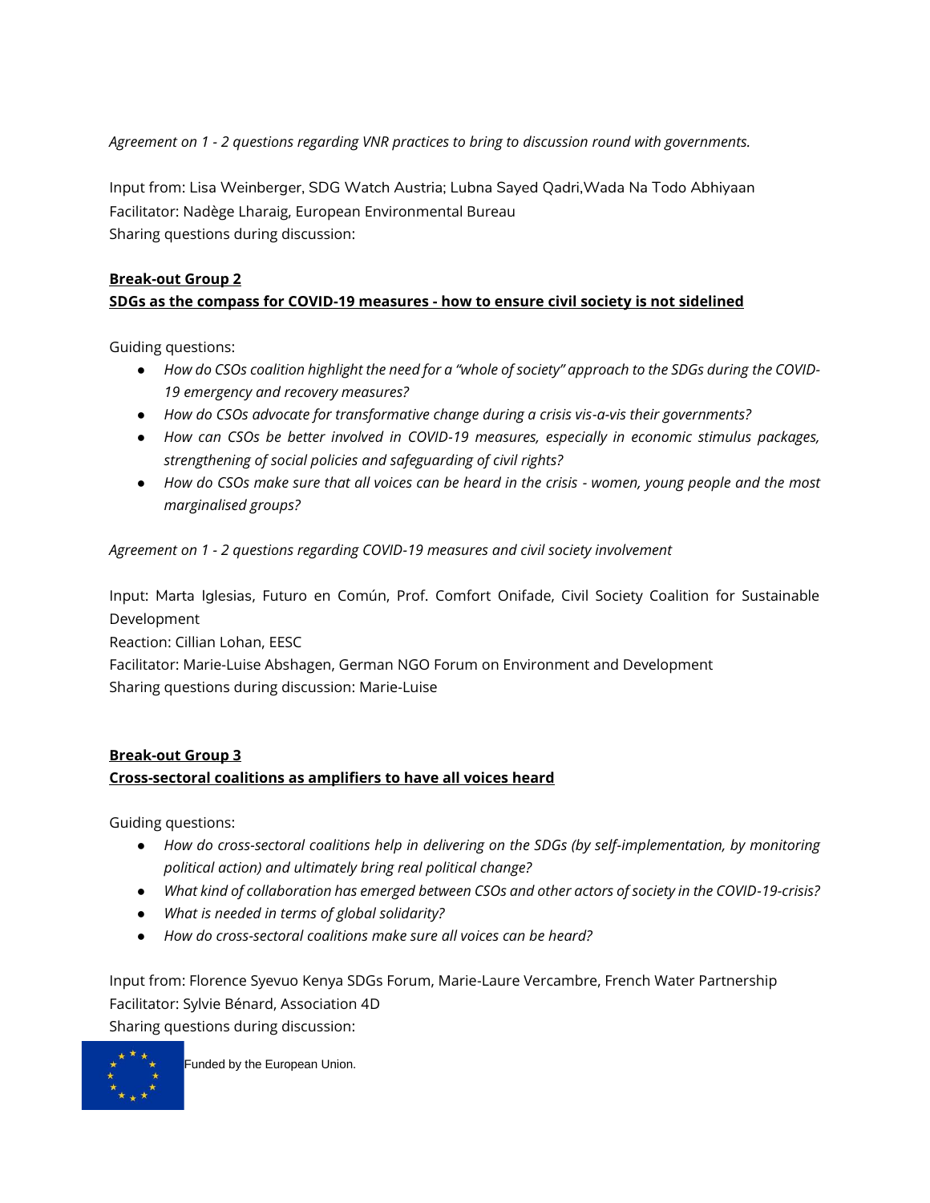*Agreement on 1 - 2 questions regarding VNR practices to bring to discussion round with governments.*

Input from: Lisa Weinberger, SDG Watch Austria; Lubna Sayed Qadri,Wada Na Todo Abhiyaan
Facilitator: Nadège Lharaig, European Environmental Bureau
Sharing questions during discussion:

**Break-out Group 2**
**SDGs as the compass for COVID-19 measures - how to ensure civil society is not sidelined**

Guiding questions:

- *How do CSOs coalition highlight the need for a "whole of society" approach to the SDGs during the COVID-19 emergency and recovery measures?*
- *How do CSOs advocate for transformative change during a crisis vis-a-vis their governments?*
- *How can CSOs be better involved in COVID-19 measures, especially in economic stimulus packages, strengthening of social policies and safeguarding of civil rights?*
- *How do CSOs make sure that all voices can be heard in the crisis - women, young people and the most marginalised groups?*

*Agreement on 1 - 2 questions regarding COVID-19 measures and civil society involvement*

Input: Marta Iglesias, Futuro en Común, Prof. Comfort Onifade, Civil Society Coalition for Sustainable Development
Reaction: Cillian Lohan, EESC
Facilitator: Marie-Luise Abshagen, German NGO Forum on Environment and Development
Sharing questions during discussion: Marie-Luise

**Break-out Group 3**
**Cross-sectoral coalitions as amplifiers to have all voices heard**

Guiding questions:

- *How do cross-sectoral coalitions help in delivering on the SDGs (by self-implementation, by monitoring political action) and ultimately bring real political change?*
- *What kind of collaboration has emerged between CSOs and other actors of society in the COVID-19-crisis?*
- *What is needed in terms of global solidarity?*
- *How do cross-sectoral coalitions make sure all voices can be heard?*

Input from: Florence Syevuo Kenya SDGs Forum, Marie-Laure Vercambre, French Water Partnership
Facilitator: Sylvie Bénard, Association 4D
Sharing questions during discussion:

Funded by the European Union.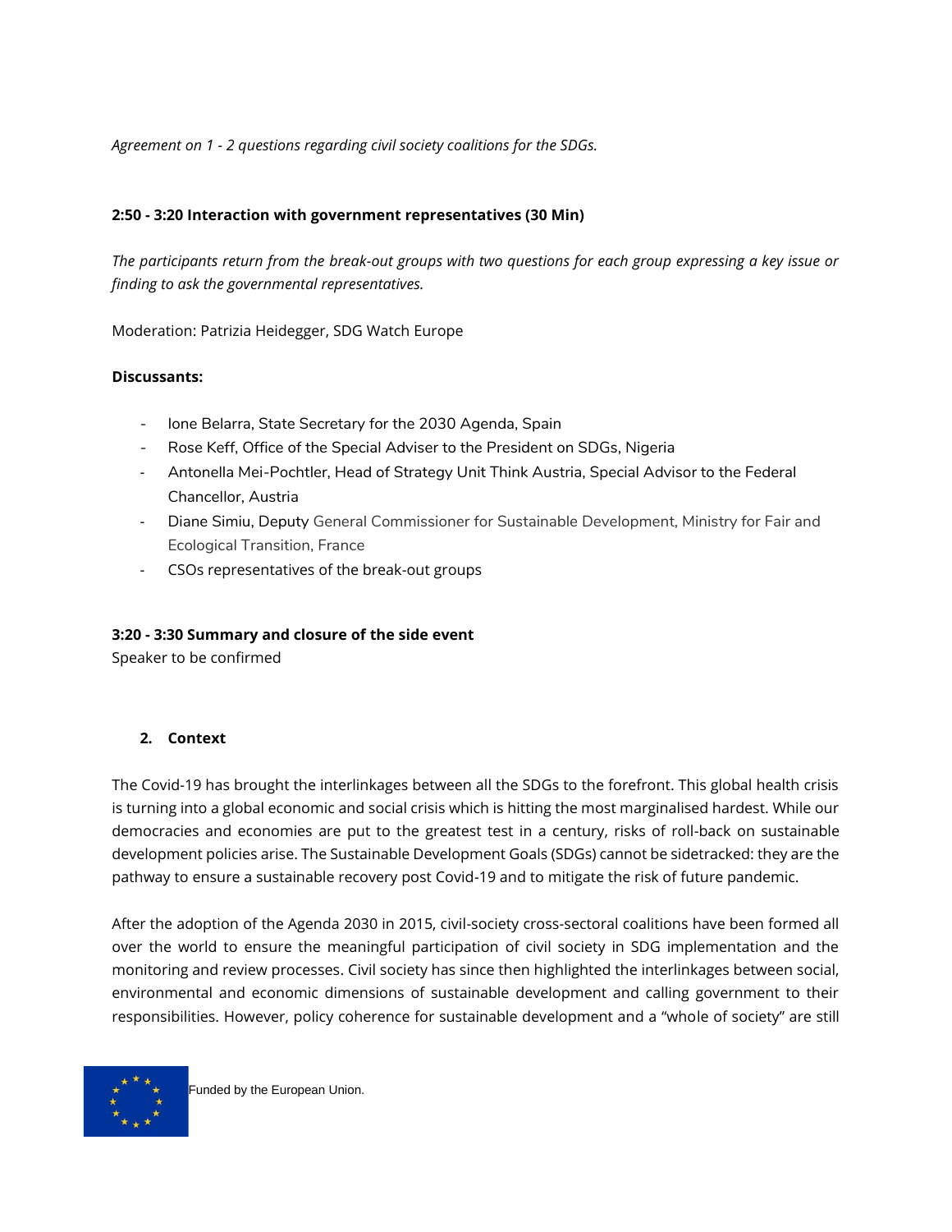*Agreement on 1 - 2 questions regarding civil society coalitions for the SDGs.*

**2:50 - 3:20 Interaction with government representatives (30 Min)**

*The participants return from the break-out groups with two questions for each group expressing a key issue or finding to ask the governmental representatives.*

Moderation: Patrizia Heidegger, SDG Watch Europe

**Discussants:**

- Ione Belarra, State Secretary for the 2030 Agenda, Spain
- Rose Keff, Office of the Special Adviser to the President on SDGs, Nigeria
- Antonella Mei-Pochtler, Head of Strategy Unit Think Austria, Special Advisor to the Federal Chancellor, Austria
- Diane Simiu, Deputy General Commissioner for Sustainable Development, Ministry for Fair and Ecological Transition, France
- CSOs representatives of the break-out groups

**3:20 - 3:30 Summary and closure of the side event**

Speaker to be confirmed

## 2. Context

The Covid-19 has brought the interlinkages between all the SDGs to the forefront. This global health crisis is turning into a global economic and social crisis which is hitting the most marginalised hardest. While our democracies and economies are put to the greatest test in a century, risks of roll-back on sustainable development policies arise. The Sustainable Development Goals (SDGs) cannot be sidetracked: they are the pathway to ensure a sustainable recovery post Covid-19 and to mitigate the risk of future pandemic.

After the adoption of the Agenda 2030 in 2015, civil-society cross-sectoral coalitions have been formed all over the world to ensure the meaningful participation of civil society in SDG implementation and the monitoring and review processes. Civil society has since then highlighted the interlinkages between social, environmental and economic dimensions of sustainable development and calling government to their responsibilities. However, policy coherence for sustainable development and a "whole of society" are still

Funded by the European Union.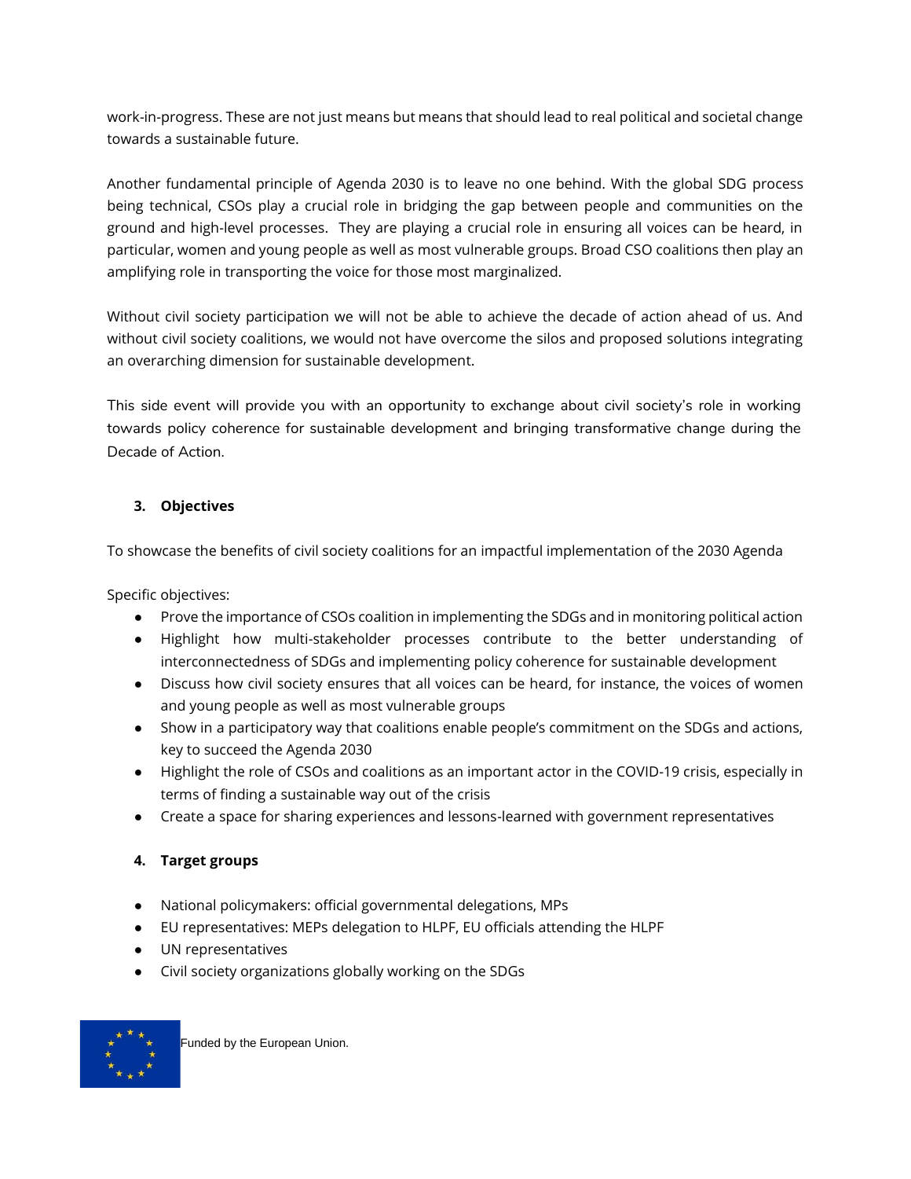work-in-progress. These are not just means but means that should lead to real political and societal change towards a sustainable future.

Another fundamental principle of Agenda 2030 is to leave no one behind. With the global SDG process being technical, CSOs play a crucial role in bridging the gap between people and communities on the ground and high-level processes. They are playing a crucial role in ensuring all voices can be heard, in particular, women and young people as well as most vulnerable groups. Broad CSO coalitions then play an amplifying role in transporting the voice for those most marginalized.

Without civil society participation we will not be able to achieve the decade of action ahead of us. And without civil society coalitions, we would not have overcome the silos and proposed solutions integrating an overarching dimension for sustainable development.

This side event will provide you with an opportunity to exchange about civil society's role in working towards policy coherence for sustainable development and bringing transformative change during the Decade of Action.

## 3. Objectives

To showcase the benefits of civil society coalitions for an impactful implementation of the 2030 Agenda

Specific objectives:

- Prove the importance of CSOs coalition in implementing the SDGs and in monitoring political action
- Highlight how multi-stakeholder processes contribute to the better understanding of interconnectedness of SDGs and implementing policy coherence for sustainable development
- Discuss how civil society ensures that all voices can be heard, for instance, the voices of women and young people as well as most vulnerable groups
- Show in a participatory way that coalitions enable people's commitment on the SDGs and actions, key to succeed the Agenda 2030
- Highlight the role of CSOs and coalitions as an important actor in the COVID-19 crisis, especially in terms of finding a sustainable way out of the crisis
- Create a space for sharing experiences and lessons-learned with government representatives

## 4. Target groups

- National policymakers: official governmental delegations, MPs
- EU representatives: MEPs delegation to HLPF, EU officials attending the HLPF
- UN representatives
- Civil society organizations globally working on the SDGs

Funded by the European Union.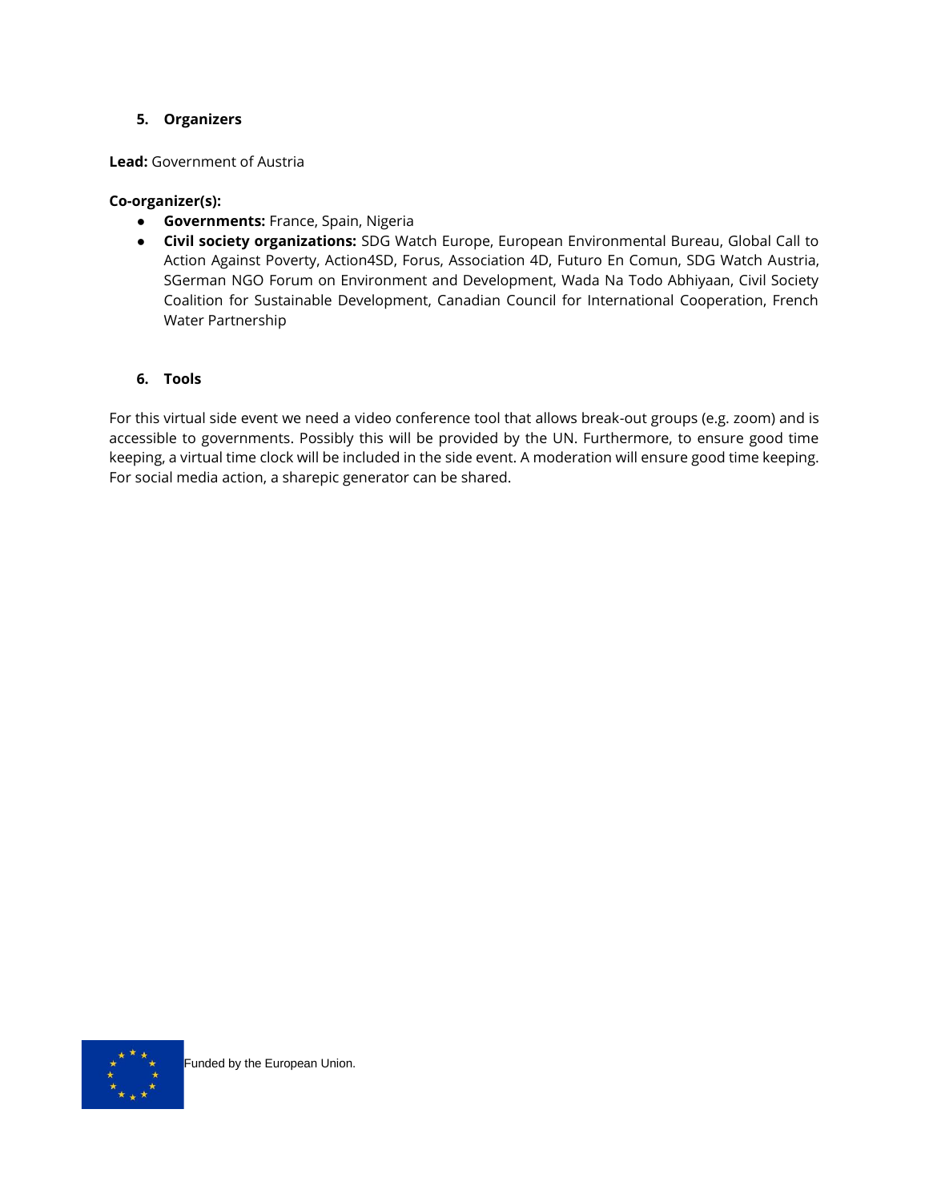5. **Organizers**

**Lead:** Government of Austria

**Co-organizer(s):**

- **Governments:** France, Spain, Nigeria
- **Civil society organizations:** SDG Watch Europe, European Environmental Bureau, Global Call to Action Against Poverty, Action4SD, Forus, Association 4D, Futuro En Comun, SDG Watch Austria, SGerman NGO Forum on Environment and Development, Wada Na Todo Abhiyaan, Civil Society Coalition for Sustainable Development, Canadian Council for International Cooperation, French Water Partnership

6. **Tools**

For this virtual side event we need a video conference tool that allows break-out groups (e.g. zoom) and is accessible to governments. Possibly this will be provided by the UN. Furthermore, to ensure good time keeping, a virtual time clock will be included in the side event. A moderation will ensure good time keeping. For social media action, a sharepic generator can be shared.

Funded by the European Union.